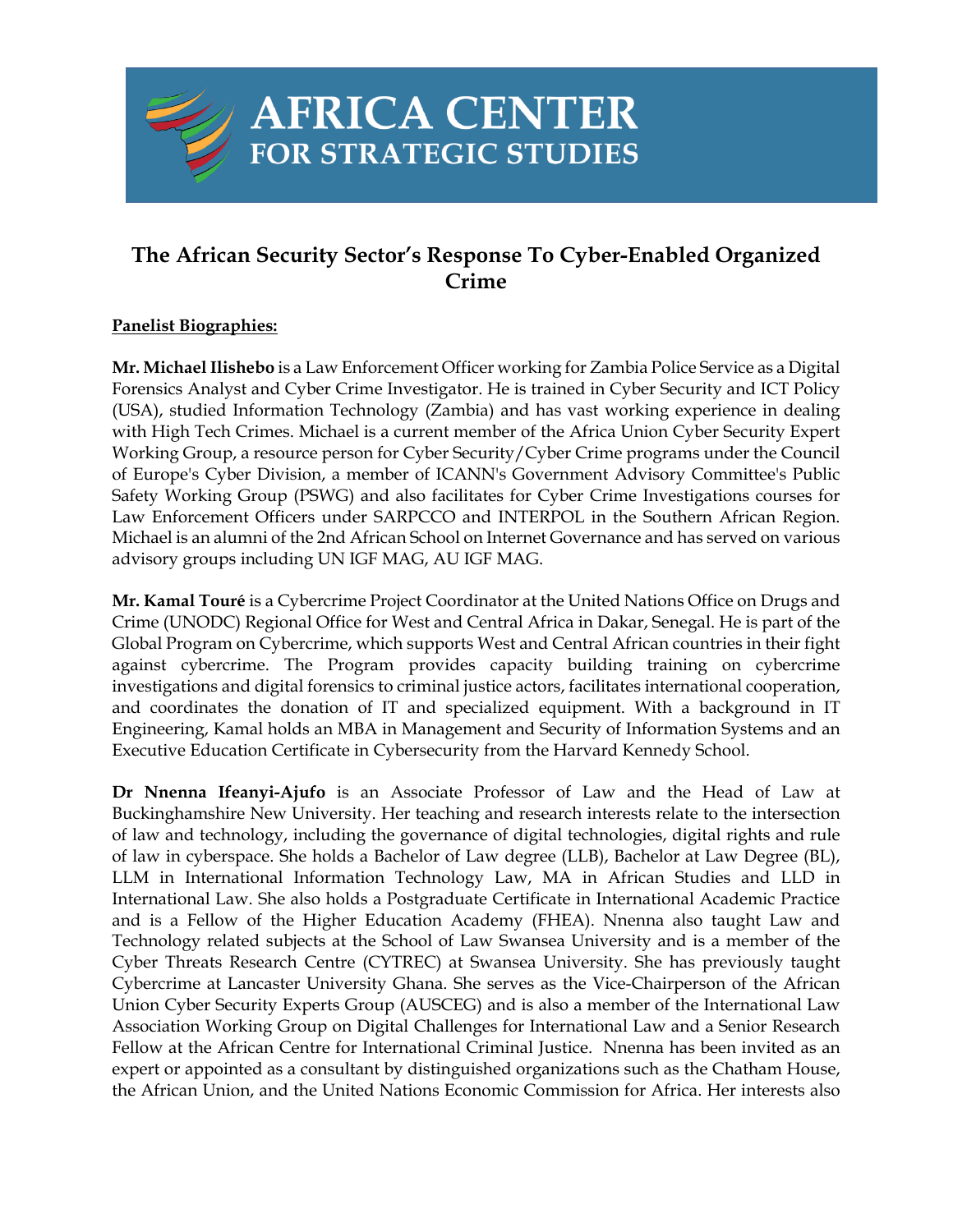# AFRICA CENTER FOR STRATEGIC STUDIES

## The African Security Sector's Response To Cyber-Enabled Organized Crime

**Panelist Biographies:**

**Mr. Michael Ilishebo** is a Law Enforcement Officer working for Zambia Police Service as a Digital Forensics Analyst and Cyber Crime Investigator. He is trained in Cyber Security and ICT Policy (USA), studied Information Technology (Zambia) and has vast working experience in dealing with High Tech Crimes. Michael is a current member of the Africa Union Cyber Security Expert Working Group, a resource person for Cyber Security/Cyber Crime programs under the Council of Europe's Cyber Division, a member of ICANN's Government Advisory Committee's Public Safety Working Group (PSWG) and also facilitates for Cyber Crime Investigations courses for Law Enforcement Officers under SARPCCO and INTERPOL in the Southern African Region. Michael is an alumni of the 2nd African School on Internet Governance and has served on various advisory groups including UN IGF MAG, AU IGF MAG.

**Mr. Kamal Touré** is a Cybercrime Project Coordinator at the United Nations Office on Drugs and Crime (UNODC) Regional Office for West and Central Africa in Dakar, Senegal. He is part of the Global Program on Cybercrime, which supports West and Central African countries in their fight against cybercrime. The Program provides capacity building training on cybercrime investigations and digital forensics to criminal justice actors, facilitates international cooperation, and coordinates the donation of IT and specialized equipment. With a background in IT Engineering, Kamal holds an MBA in Management and Security of Information Systems and an Executive Education Certificate in Cybersecurity from the Harvard Kennedy School.

**Dr Nnenna Ifeanyi-Ajufo** is an Associate Professor of Law and the Head of Law at Buckinghamshire New University. Her teaching and research interests relate to the intersection of law and technology, including the governance of digital technologies, digital rights and rule of law in cyberspace. She holds a Bachelor of Law degree (LLB), Bachelor at Law Degree (BL), LLM in International Information Technology Law, MA in African Studies and LLD in International Law. She also holds a Postgraduate Certificate in International Academic Practice and is a Fellow of the Higher Education Academy (FHEA). Nnenna also taught Law and Technology related subjects at the School of Law Swansea University and is a member of the Cyber Threats Research Centre (CYTREC) at Swansea University. She has previously taught Cybercrime at Lancaster University Ghana. She serves as the Vice-Chairperson of the African Union Cyber Security Experts Group (AUSCEG) and is also a member of the International Law Association Working Group on Digital Challenges for International Law and a Senior Research Fellow at the African Centre for International Criminal Justice. Nnenna has been invited as an expert or appointed as a consultant by distinguished organizations such as the Chatham House, the African Union, and the United Nations Economic Commission for Africa. Her interests also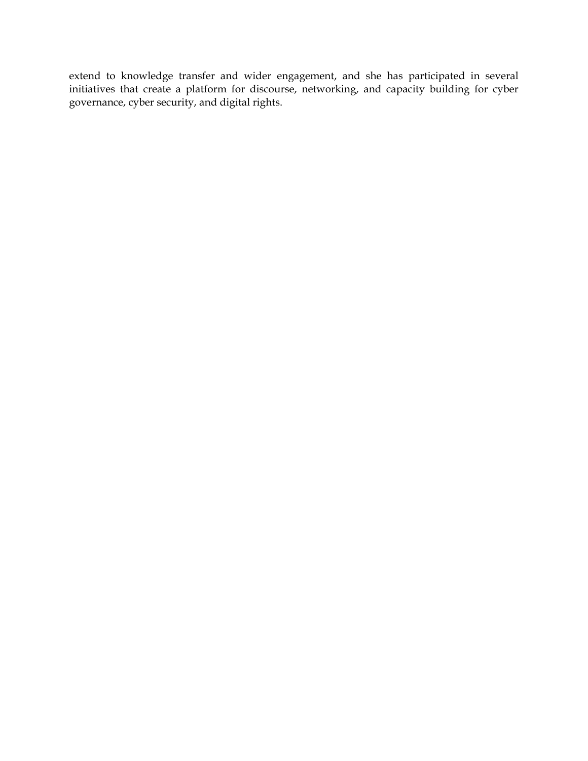extend to knowledge transfer and wider engagement, and she has participated in several initiatives that create a platform for discourse, networking, and capacity building for cyber governance, cyber security, and digital rights.